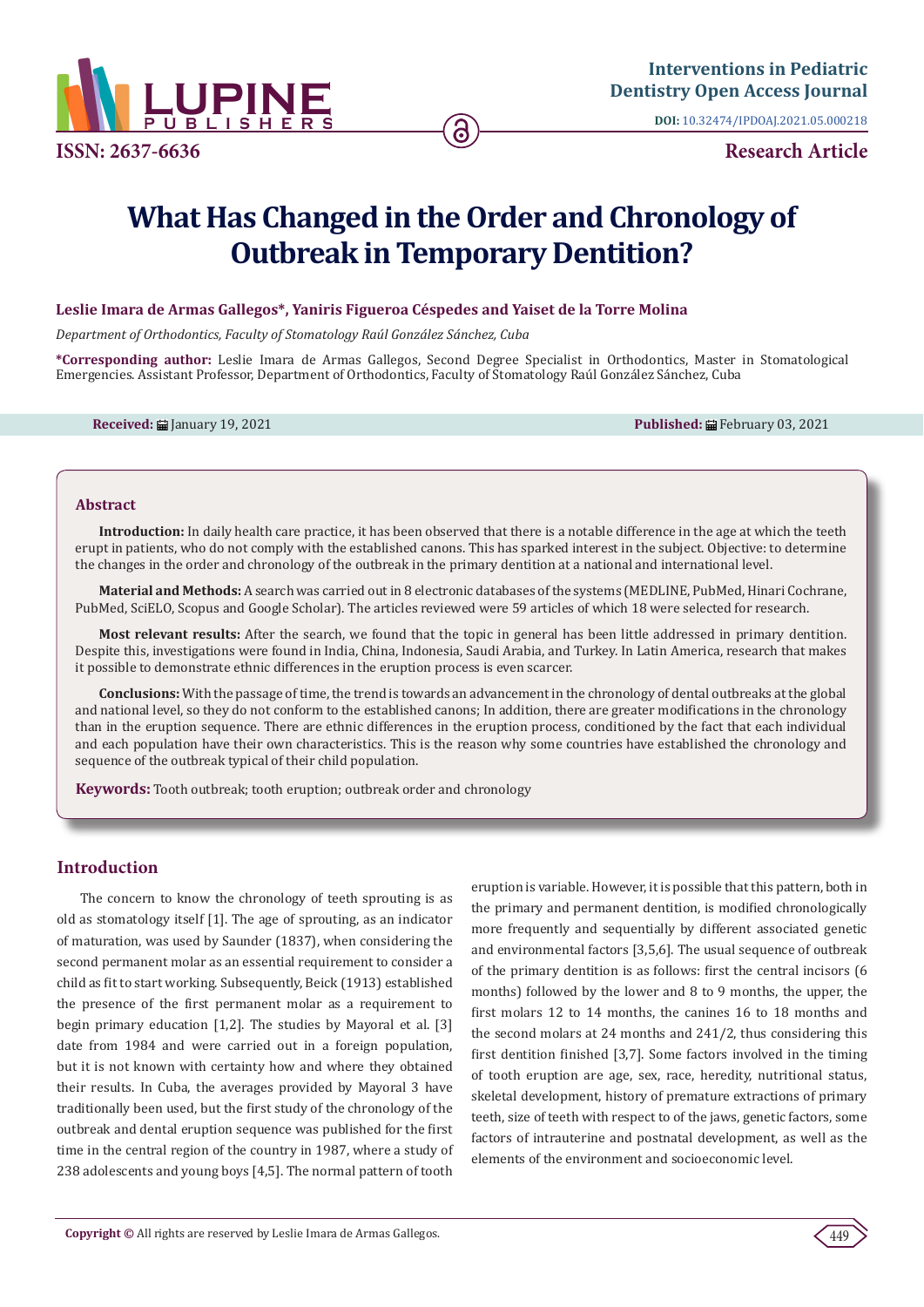ISSN: 2637-6636

**Interventions in Pediatric Dentistry Open Access Journal**

**DOI:** 10.32474/IPDOAJ.2021.05.000218

**Research Article**

# What Has Changed in the Order and Chronology of Outbreak in Temporary Dentition?

**Leslie Imara de Armas Gallegos*, Yaniris Figueroa Céspedes and Yaiset de la Torre Molina**

*Department of Orthodontics, Faculty of Stomatology Raúl González Sánchez, Cuba*

***Corresponding author:** Leslie Imara de Armas Gallegos, Second Degree Specialist in Orthodontics, Master in Stomatological Emergencies. Assistant Professor, Department of Orthodontics, Faculty of Stomatology Raúl González Sánchez, Cuba

**Received:** January 19, 2021 **Published:** February 03, 2021

## Abstract

**Introduction:** In daily health care practice, it has been observed that there is a notable difference in the age at which the teeth erupt in patients, who do not comply with the established canons. This has sparked interest in the subject. Objective: to determine the changes in the order and chronology of the outbreak in the primary dentition at a national and international level.

**Material and Methods:** A search was carried out in 8 electronic databases of the systems (MEDLINE, PubMed, Hinari Cochrane, PubMed, SciELO, Scopus and Google Scholar). The articles reviewed were 59 articles of which 18 were selected for research.

**Most relevant results:** After the search, we found that the topic in general has been little addressed in primary dentition. Despite this, investigations were found in India, China, Indonesia, Saudi Arabia, and Turkey. In Latin America, research that makes it possible to demonstrate ethnic differences in the eruption process is even scarcer.

**Conclusions:** With the passage of time, the trend is towards an advancement in the chronology of dental outbreaks at the global and national level, so they do not conform to the established canons; In addition, there are greater modifications in the chronology than in the eruption sequence. There are ethnic differences in the eruption process, conditioned by the fact that each individual and each population have their own characteristics. This is the reason why some countries have established the chronology and sequence of the outbreak typical of their child population.

**Keywords:** Tooth outbreak; tooth eruption; outbreak order and chronology

## Introduction

The concern to know the chronology of teeth sprouting is as old as stomatology itself [1]. The age of sprouting, as an indicator of maturation, was used by Saunder (1837), when considering the second permanent molar as an essential requirement to consider a child as fit to start working. Subsequently, Beick (1913) established the presence of the first permanent molar as a requirement to begin primary education [1,2]. The studies by Mayoral et al. [3] date from 1984 and were carried out in a foreign population, but it is not known with certainty how and where they obtained their results. In Cuba, the averages provided by Mayoral 3 have traditionally been used, but the first study of the chronology of the outbreak and dental eruption sequence was published for the first time in the central region of the country in 1987, where a study of 238 adolescents and young boys [4,5]. The normal pattern of tooth eruption is variable. However, it is possible that this pattern, both in the primary and permanent dentition, is modified chronologically more frequently and sequentially by different associated genetic and environmental factors [3,5,6]. The usual sequence of outbreak of the primary dentition is as follows: first the central incisors (6 months) followed by the lower and 8 to 9 months, the upper, the first molars 12 to 14 months, the canines 16 to 18 months and the second molars at 24 months and 241/2, thus considering this first dentition finished [3,7]. Some factors involved in the timing of tooth eruption are age, sex, race, heredity, nutritional status, skeletal development, history of premature extractions of primary teeth, size of teeth with respect to of the jaws, genetic factors, some factors of intrauterine and postnatal development, as well as the elements of the environment and socioeconomic level.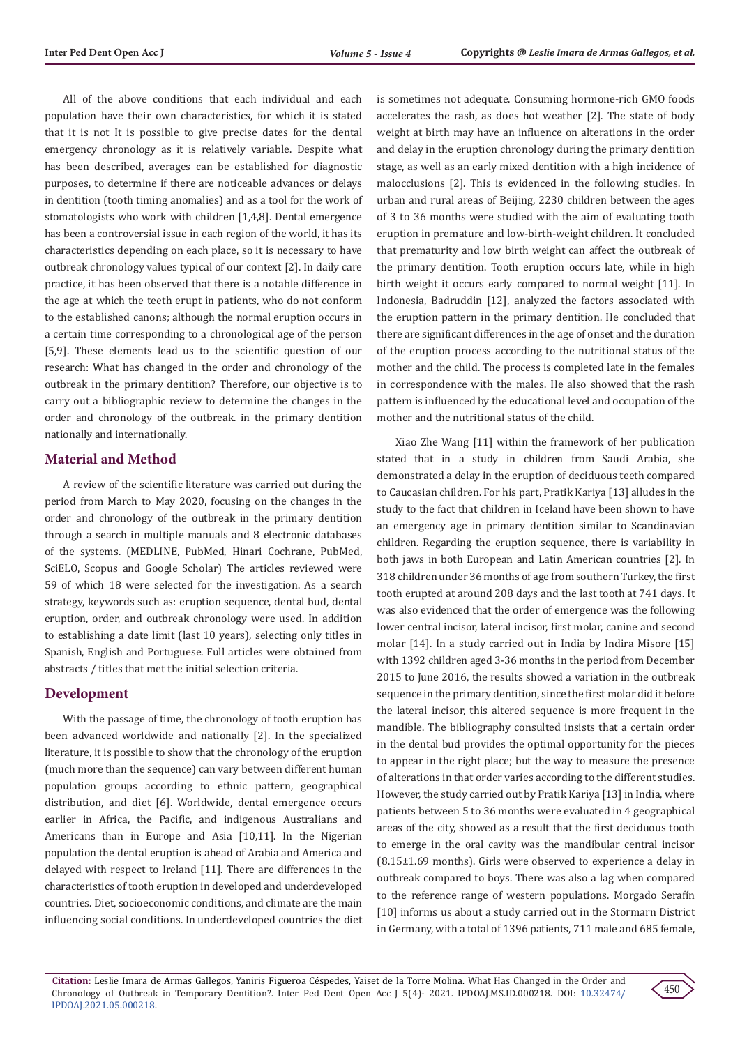All of the above conditions that each individual and each population have their own characteristics, for which it is stated that it is not It is possible to give precise dates for the dental emergency chronology as it is relatively variable. Despite what has been described, averages can be established for diagnostic purposes, to determine if there are noticeable advances or delays in dentition (tooth timing anomalies) and as a tool for the work of stomatologists who work with children [1,4,8]. Dental emergence has been a controversial issue in each region of the world, it has its characteristics depending on each place, so it is necessary to have outbreak chronology values typical of our context [2]. In daily care practice, it has been observed that there is a notable difference in the age at which the teeth erupt in patients, who do not conform to the established canons; although the normal eruption occurs in a certain time corresponding to a chronological age of the person [5,9]. These elements lead us to the scientific question of our research: What has changed in the order and chronology of the outbreak in the primary dentition? Therefore, our objective is to carry out a bibliographic review to determine the changes in the order and chronology of the outbreak. in the primary dentition nationally and internationally.

## Material and Method

A review of the scientific literature was carried out during the period from March to May 2020, focusing on the changes in the order and chronology of the outbreak in the primary dentition through a search in multiple manuals and 8 electronic databases of the systems. (MEDLINE, PubMed, Hinari Cochrane, PubMed, SciELO, Scopus and Google Scholar) The articles reviewed were 59 of which 18 were selected for the investigation. As a search strategy, keywords such as: eruption sequence, dental bud, dental eruption, order, and outbreak chronology were used. In addition to establishing a date limit (last 10 years), selecting only titles in Spanish, English and Portuguese. Full articles were obtained from abstracts / titles that met the initial selection criteria.

## Development

With the passage of time, the chronology of tooth eruption has been advanced worldwide and nationally [2]. In the specialized literature, it is possible to show that the chronology of the eruption (much more than the sequence) can vary between different human population groups according to ethnic pattern, geographical distribution, and diet [6]. Worldwide, dental emergence occurs earlier in Africa, the Pacific, and indigenous Australians and Americans than in Europe and Asia [10,11]. In the Nigerian population the dental eruption is ahead of Arabia and America and delayed with respect to Ireland [11]. There are differences in the characteristics of tooth eruption in developed and underdeveloped countries. Diet, socioeconomic conditions, and climate are the main influencing social conditions. In underdeveloped countries the diet is sometimes not adequate. Consuming hormone-rich GMO foods accelerates the rash, as does hot weather [2]. The state of body weight at birth may have an influence on alterations in the order and delay in the eruption chronology during the primary dentition stage, as well as an early mixed dentition with a high incidence of malocclusions [2]. This is evidenced in the following studies. In urban and rural areas of Beijing, 2230 children between the ages of 3 to 36 months were studied with the aim of evaluating tooth eruption in premature and low-birth-weight children. It concluded that prematurity and low birth weight can affect the outbreak of the primary dentition. Tooth eruption occurs late, while in high birth weight it occurs early compared to normal weight [11]. In Indonesia, Badruddin [12], analyzed the factors associated with the eruption pattern in the primary dentition. He concluded that there are significant differences in the age of onset and the duration of the eruption process according to the nutritional status of the mother and the child. The process is completed late in the females in correspondence with the males. He also showed that the rash pattern is influenced by the educational level and occupation of the mother and the nutritional status of the child.

Xiao Zhe Wang [11] within the framework of her publication stated that in a study in children from Saudi Arabia, she demonstrated a delay in the eruption of deciduous teeth compared to Caucasian children. For his part, Pratik Kariya [13] alludes in the study to the fact that children in Iceland have been shown to have an emergency age in primary dentition similar to Scandinavian children. Regarding the eruption sequence, there is variability in both jaws in both European and Latin American countries [2]. In 318 children under 36 months of age from southern Turkey, the first tooth erupted at around 208 days and the last tooth at 741 days. It was also evidenced that the order of emergence was the following lower central incisor, lateral incisor, first molar, canine and second molar [14]. In a study carried out in India by Indira Misore [15] with 1392 children aged 3-36 months in the period from December 2015 to June 2016, the results showed a variation in the outbreak sequence in the primary dentition, since the first molar did it before the lateral incisor, this altered sequence is more frequent in the mandible. The bibliography consulted insists that a certain order in the dental bud provides the optimal opportunity for the pieces to appear in the right place; but the way to measure the presence of alterations in that order varies according to the different studies. However, the study carried out by Pratik Kariya [13] in India, where patients between 5 to 36 months were evaluated in 4 geographical areas of the city, showed as a result that the first deciduous tooth to emerge in the oral cavity was the mandibular central incisor (8.15±1.69 months). Girls were observed to experience a delay in outbreak compared to boys. There was also a lag when compared to the reference range of western populations. Morgado Serafín [10] informs us about a study carried out in the Stormarn District in Germany, with a total of 1396 patients, 711 male and 685 female,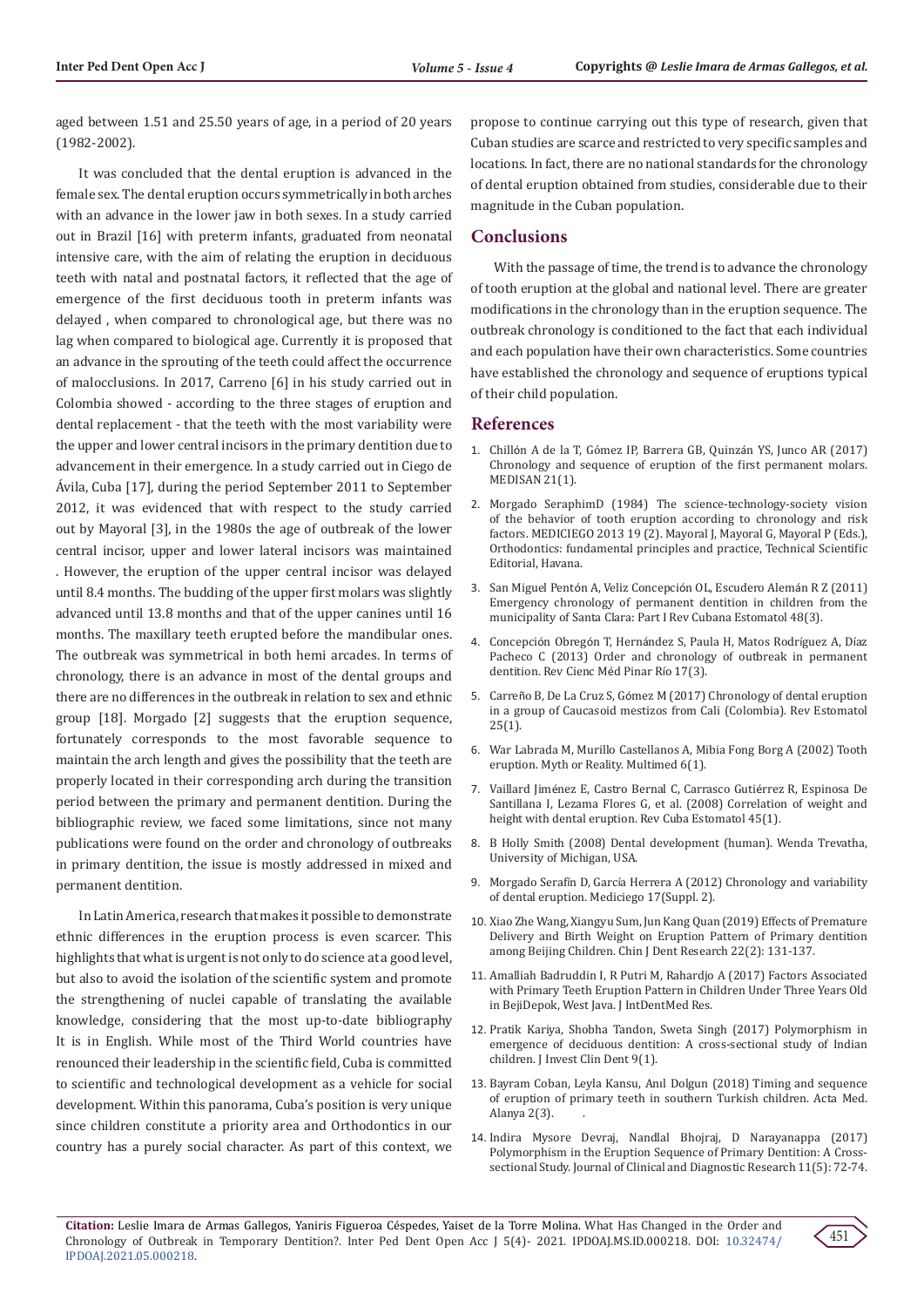aged between 1.51 and 25.50 years of age, in a period of 20 years (1982-2002).

It was concluded that the dental eruption is advanced in the female sex. The dental eruption occurs symmetrically in both arches with an advance in the lower jaw in both sexes. In a study carried out in Brazil [16] with preterm infants, graduated from neonatal intensive care, with the aim of relating the eruption in deciduous teeth with natal and postnatal factors, it reflected that the age of emergence of the first deciduous tooth in preterm infants was delayed , when compared to chronological age, but there was no lag when compared to biological age. Currently it is proposed that an advance in the sprouting of the teeth could affect the occurrence of malocclusions. In 2017, Carreno [6] in his study carried out in Colombia showed - according to the three stages of eruption and dental replacement - that the teeth with the most variability were the upper and lower central incisors in the primary dentition due to advancement in their emergence. In a study carried out in Ciego de Ávila, Cuba [17], during the period September 2011 to September 2012, it was evidenced that with respect to the study carried out by Mayoral [3], in the 1980s the age of outbreak of the lower central incisor, upper and lower lateral incisors was maintained . However, the eruption of the upper central incisor was delayed until 8.4 months. The budding of the upper first molars was slightly advanced until 13.8 months and that of the upper canines until 16 months. The maxillary teeth erupted before the mandibular ones. The outbreak was symmetrical in both hemi arcades. In terms of chronology, there is an advance in most of the dental groups and there are no differences in the outbreak in relation to sex and ethnic group [18]. Morgado [2] suggests that the eruption sequence, fortunately corresponds to the most favorable sequence to maintain the arch length and gives the possibility that the teeth are properly located in their corresponding arch during the transition period between the primary and permanent dentition. During the bibliographic review, we faced some limitations, since not many publications were found on the order and chronology of outbreaks in primary dentition, the issue is mostly addressed in mixed and permanent dentition.

In Latin America, research that makes it possible to demonstrate ethnic differences in the eruption process is even scarcer. This highlights that what is urgent is not only to do science at a good level, but also to avoid the isolation of the scientific system and promote the strengthening of nuclei capable of translating the available knowledge, considering that the most up-to-date bibliography It is in English. While most of the Third World countries have renounced their leadership in the scientific field, Cuba is committed to scientific and technological development as a vehicle for social development. Within this panorama, Cuba's position is very unique since children constitute a priority area and Orthodontics in our country has a purely social character. As part of this context, we propose to continue carrying out this type of research, given that Cuban studies are scarce and restricted to very specific samples and locations. In fact, there are no national standards for the chronology of dental eruption obtained from studies, considerable due to their magnitude in the Cuban population.

## Conclusions

With the passage of time, the trend is to advance the chronology of tooth eruption at the global and national level. There are greater modifications in the chronology than in the eruption sequence. The outbreak chronology is conditioned to the fact that each individual and each population have their own characteristics. Some countries have established the chronology and sequence of eruptions typical of their child population.

## References

1. Chillón A de la T, Gómez IP, Barrera GB, Quinzán YS, Junco AR (2017) Chronology and sequence of eruption of the first permanent molars. MEDISAN 21(1).
2. Morgado SeraphimD (1984) The science-technology-society vision of the behavior of tooth eruption according to chronology and risk factors. MEDICIEGO 2013 19 (2). Mayoral J, Mayoral G, Mayoral P (Eds.), Orthodontics: fundamental principles and practice, Technical Scientific Editorial, Havana.
3. San Miguel Pentón A, Veliz Concepción OL, Escudero Alemán R Z (2011) Emergency chronology of permanent dentition in children from the municipality of Santa Clara: Part I Rev Cubana Estomatol 48(3).
4. Concepción Obregón T, Hernández S, Paula H, Matos Rodríguez A, Díaz Pacheco C (2013) Order and chronology of outbreak in permanent dentition. Rev Cienc Méd Pinar Río 17(3).
5. Carreño B, De La Cruz S, Gómez M (2017) Chronology of dental eruption in a group of Caucasoid mestizos from Cali (Colombia). Rev Estomatol 25(1).
6. War Labrada M, Murillo Castellanos A, Mibia Fong Borg A (2002) Tooth eruption. Myth or Reality. Multimed 6(1).
7. Vaillard Jiménez E, Castro Bernal C, Carrasco Gutiérrez R, Espinosa De Santillana I, Lezama Flores G, et al. (2008) Correlation of weight and height with dental eruption. Rev Cuba Estomatol 45(1).
8. B Holly Smith (2008) Dental development (human). Wenda Trevatha, University of Michigan, USA.
9. Morgado Serafín D, García Herrera A (2012) Chronology and variability of dental eruption. Mediciego 17(Suppl. 2).
10. Xiao Zhe Wang, Xiangyu Sum, Jun Kang Quan (2019) Effects of Premature Delivery and Birth Weight on Eruption Pattern of Primary dentition among Beijing Children. Chin J Dent Research 22(2): 131-137.
11. Amalliah Badruddin I, R Putri M, Rahardjo A (2017) Factors Associated with Primary Teeth Eruption Pattern in Children Under Three Years Old in BejiDepok, West Java. J IntDentMed Res.
12. Pratik Kariya, Shobha Tandon, Sweta Singh (2017) Polymorphism in emergence of deciduous dentition: A cross-sectional study of Indian children. J Invest Clin Dent 9(1).
13. Bayram Coban, Leyla Kansu, Anıl Dolgun (2018) Timing and sequence of eruption of primary teeth in southern Turkish children. Acta Med. Alanya 2(3).
14. Indira Mysore Devraj, Nandlal Bhojraj, D Narayanappa (2017) Polymorphism in the Eruption Sequence of Primary Dentition: A Cross-sectional Study. Journal of Clinical and Diagnostic Research 11(5): 72-74.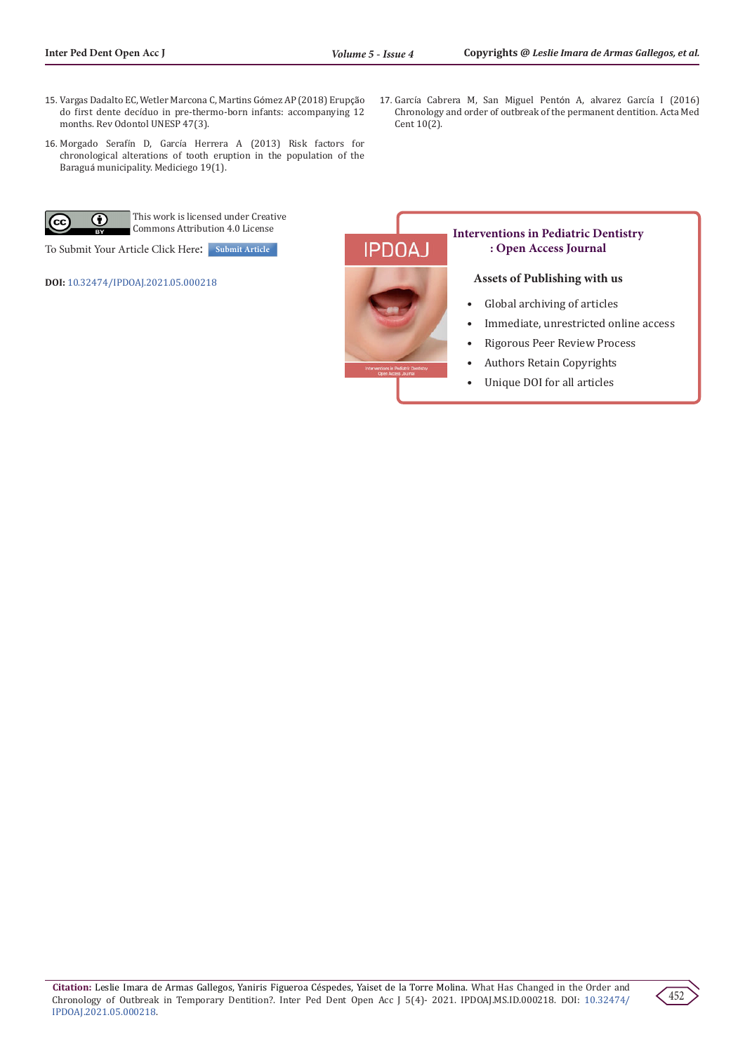15. Vargas Dadalto EC, Wetler Marcona C, Martins Gómez AP (2018) Erupção do first dente decíduo in pre-thermo-born infants: accompanying 12 months. Rev Odontol UNESP 47(3).

16. Morgado Serafín D, García Herrera A (2013) Risk factors for chronological alterations of tooth eruption in the population of the Baraguá municipality. Mediciego 19(1).

17. García Cabrera M, San Miguel Pentón A, alvarez García I (2016) Chronology and order of outbreak of the permanent dentition. Acta Med Cent 10(2).

This work is licensed under Creative Commons Attribution 4.0 License

To Submit Your Article Click Here: Submit Article

**DOI:** 10.32474/IPDOAJ.2021.05.000218

**Interventions in Pediatric Dentistry : Open Access Journal**

**Assets of Publishing with us**

- Global archiving of articles
- Immediate, unrestricted online access
- Rigorous Peer Review Process
- Authors Retain Copyrights
- Unique DOI for all articles

**Citation:** Leslie Imara de Armas Gallegos, Yaniris Figueroa Céspedes, Yaiset de la Torre Molina. What Has Changed in the Order and Chronology of Outbreak in Temporary Dentition?. Inter Ped Dent Open Acc J 5(4)- 2021. IPDOAJ.MS.ID.000218. DOI: 10.32474/IPDOAJ.2021.05.000218.